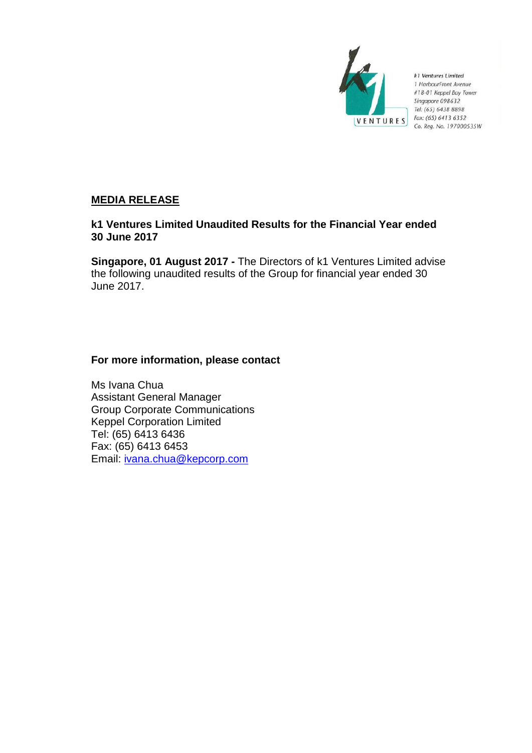k1 Ventures Limited
1 HarbourFront Avenue
#18-01 Keppel Bay Tower
Singapore 098632
Tel: (65) 6438 8898
Fax: (65) 6413 6352
Co. Reg. No. 197000535W

## MEDIA RELEASE

**k1 Ventures Limited Unaudited Results for the Financial Year ended 30 June 2017**

**Singapore, 01 August 2017 -** The Directors of k1 Ventures Limited advise the following unaudited results of the Group for financial year ended 30 June 2017.

**For more information, please contact**

Ms Ivana Chua
Assistant General Manager
Group Corporate Communications
Keppel Corporation Limited
Tel: (65) 6413 6436
Fax: (65) 6413 6453
Email: ivana.chua@kepcorp.com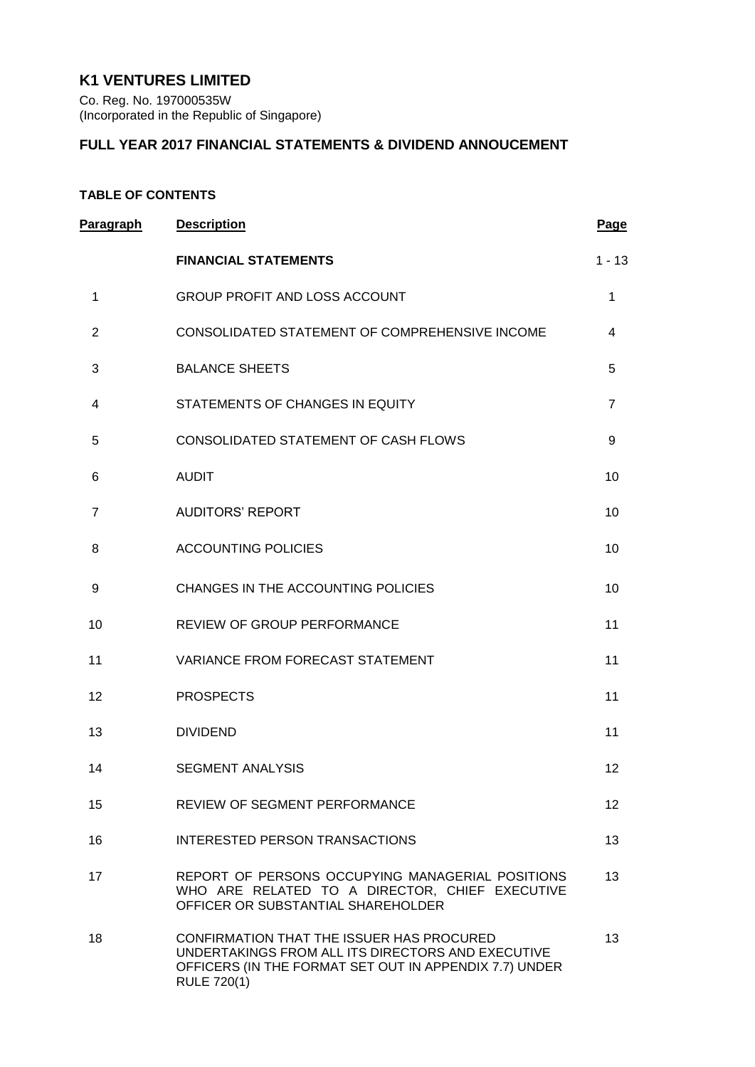# K1 VENTURES LIMITED

Co. Reg. No. 197000535W
(Incorporated in the Republic of Singapore)

## FULL YEAR 2017 FINANCIAL STATEMENTS & DIVIDEND ANNOUCEMENT

### TABLE OF CONTENTS

| Paragraph | Description | Page |
|---|---|---|
| | **FINANCIAL STATEMENTS** | 1 - 13 |
| 1 | GROUP PROFIT AND LOSS ACCOUNT | 1 |
| 2 | CONSOLIDATED STATEMENT OF COMPREHENSIVE INCOME | 4 |
| 3 | BALANCE SHEETS | 5 |
| 4 | STATEMENTS OF CHANGES IN EQUITY | 7 |
| 5 | CONSOLIDATED STATEMENT OF CASH FLOWS | 9 |
| 6 | AUDIT | 10 |
| 7 | AUDITORS' REPORT | 10 |
| 8 | ACCOUNTING POLICIES | 10 |
| 9 | CHANGES IN THE ACCOUNTING POLICIES | 10 |
| 10 | REVIEW OF GROUP PERFORMANCE | 11 |
| 11 | VARIANCE FROM FORECAST STATEMENT | 11 |
| 12 | PROSPECTS | 11 |
| 13 | DIVIDEND | 11 |
| 14 | SEGMENT ANALYSIS | 12 |
| 15 | REVIEW OF SEGMENT PERFORMANCE | 12 |
| 16 | INTERESTED PERSON TRANSACTIONS | 13 |
| 17 | REPORT OF PERSONS OCCUPYING MANAGERIAL POSITIONS WHO ARE RELATED TO A DIRECTOR, CHIEF EXECUTIVE OFFICER OR SUBSTANTIAL SHAREHOLDER | 13 |
| 18 | CONFIRMATION THAT THE ISSUER HAS PROCURED UNDERTAKINGS FROM ALL ITS DIRECTORS AND EXECUTIVE OFFICERS (IN THE FORMAT SET OUT IN APPENDIX 7.7) UNDER RULE 720(1) | 13 |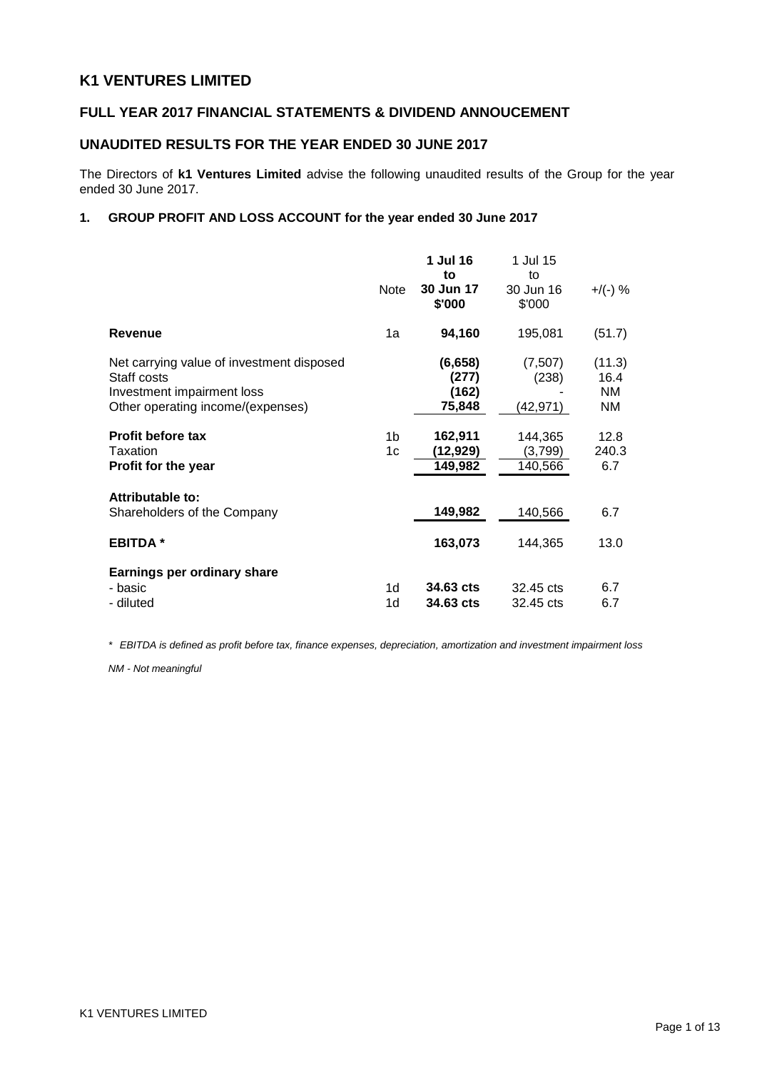## K1 VENTURES LIMITED

### FULL YEAR 2017 FINANCIAL STATEMENTS & DIVIDEND ANNOUCEMENT

### UNAUDITED RESULTS FOR THE YEAR ENDED 30 JUNE 2017

The Directors of **k1 Ventures Limited** advise the following unaudited results of the Group for the year ended 30 June 2017.

#### 1. GROUP PROFIT AND LOSS ACCOUNT for the year ended 30 June 2017

| | Note | **1 Jul 16 to 30 Jun 17 $'000** | 1 Jul 15 to 30 Jun 16 $'000 | +/(-) % |
|---|---|---|---|---|
| **Revenue** | 1a | **94,160** | 195,081 | (51.7) |
| Net carrying value of investment disposed | | **(6,658)** | (7,507) | (11.3) |
| Staff costs | | **(277)** | (238) | 16.4 |
| Investment impairment loss | | **(162)** | - | NM |
| Other operating income/(expenses) | | **75,848** | (42,971) | NM |
| **Profit before tax** | 1b | **162,911** | 144,365 | 12.8 |
| Taxation | 1c | **(12,929)** | (3,799) | 240.3 |
| **Profit for the year** | | **149,982** | 140,566 | 6.7 |
| **Attributable to:** | | | | |
| Shareholders of the Company | | **149,982** | 140,566 | 6.7 |
| **EBITDA \*** | | **163,073** | 144,365 | 13.0 |
| **Earnings per ordinary share** | | | | |
| - basic | 1d | **34.63 cts** | 32.45 cts | 6.7 |
| - diluted | 1d | **34.63 cts** | 32.45 cts | 6.7 |

*\* EBITDA is defined as profit before tax, finance expenses, depreciation, amortization and investment impairment loss*

*NM - Not meaningful*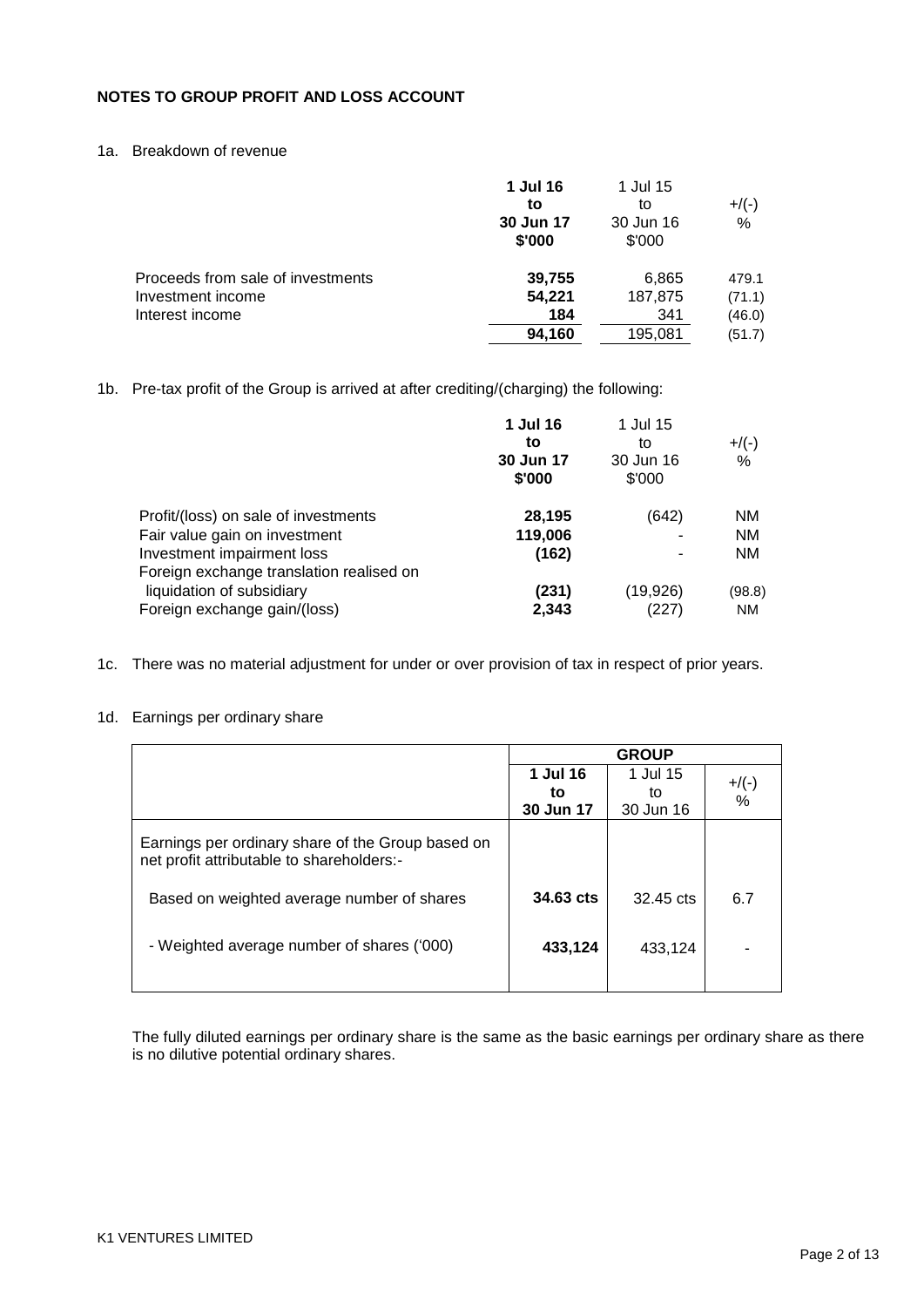## NOTES TO GROUP PROFIT AND LOSS ACCOUNT

1a. Breakdown of revenue

| | **1 Jul 16 to 30 Jun 17 $'000** | 1 Jul 15 to 30 Jun 16 $'000 | +/(-) % |
|---|---|---|---|
| Proceeds from sale of investments | **39,755** | 6,865 | 479.1 |
| Investment income | **54,221** | 187,875 | (71.1) |
| Interest income | **184** | 341 | (46.0) |
| | **94,160** | 195,081 | (51.7) |

1b. Pre-tax profit of the Group is arrived at after crediting/(charging) the following:

| | **1 Jul 16 to 30 Jun 17 $'000** | 1 Jul 15 to 30 Jun 16 $'000 | +/(-) % |
|---|---|---|---|
| Profit/(loss) on sale of investments | **28,195** | (642) | NM |
| Fair value gain on investment | **119,006** | - | NM |
| Investment impairment loss | **(162)** | - | NM |
| Foreign exchange translation realised on liquidation of subsidiary | **(231)** | (19,926) | (98.8) |
| Foreign exchange gain/(loss) | **2,343** | (227) | NM |

1c. There was no material adjustment for under or over provision of tax in respect of prior years.

1d. Earnings per ordinary share

| | **GROUP** | | |
|---|---|---|---|
| | **1 Jul 16 to 30 Jun 17** | 1 Jul 15 to 30 Jun 16 | +/(-) % |
| Earnings per ordinary share of the Group based on net profit attributable to shareholders:- | | | |
| Based on weighted average number of shares | **34.63 cts** | 32.45 cts | 6.7 |
| - Weighted average number of shares ('000) | **433,124** | 433,124 | - |

The fully diluted earnings per ordinary share is the same as the basic earnings per ordinary share as there is no dilutive potential ordinary shares.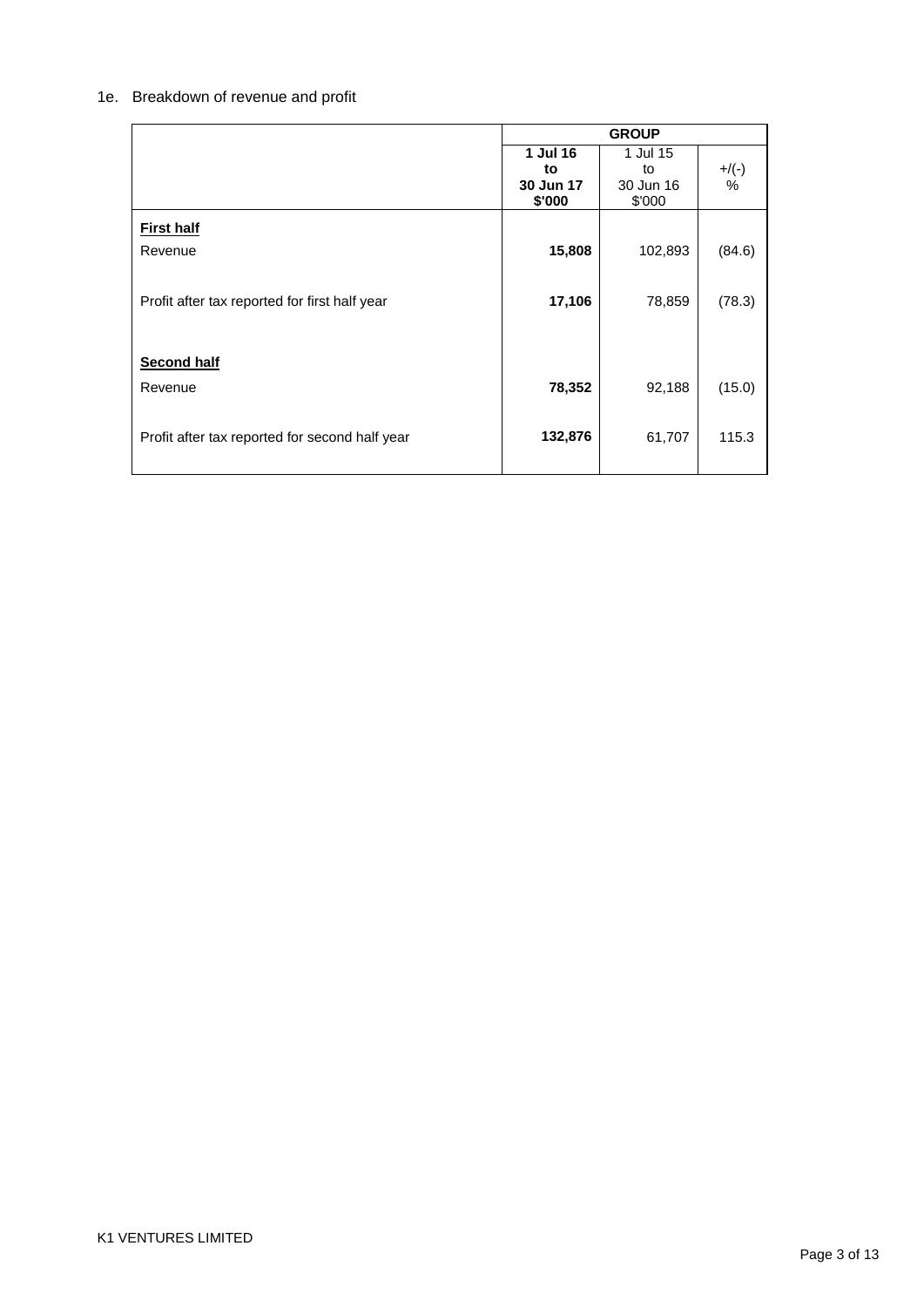1e. Breakdown of revenue and profit

| | GROUP | | |
|---|---|---|---|
| | **1 Jul 16 to 30 Jun 17 $'000** | 1 Jul 15 to 30 Jun 16 $'000 | +/(-) % |
| **First half** | | | |
| Revenue | **15,808** | 102,893 | (84.6) |
| Profit after tax reported for first half year | **17,106** | 78,859 | (78.3) |
| **Second half** | | | |
| Revenue | **78,352** | 92,188 | (15.0) |
| Profit after tax reported for second half year | **132,876** | 61,707 | 115.3 |

K1 VENTURES LIMITED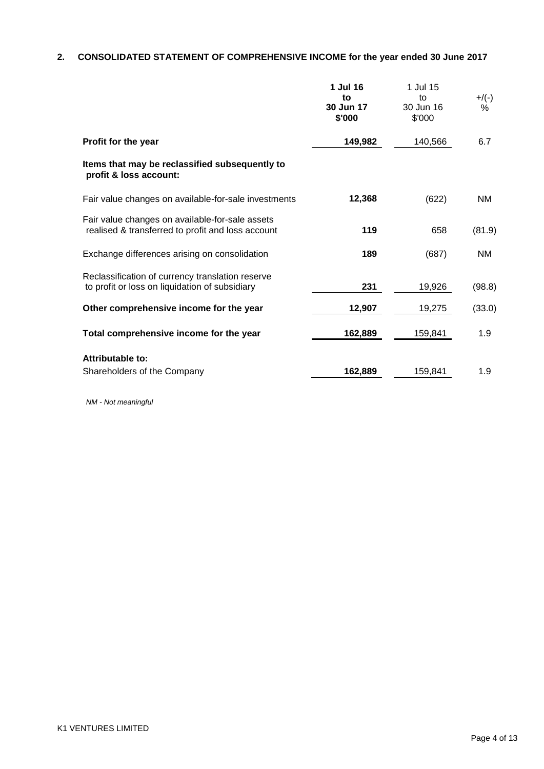## 2. CONSOLIDATED STATEMENT OF COMPREHENSIVE INCOME for the year ended 30 June 2017

| | **1 Jul 16 to 30 Jun 17 $'000** | 1 Jul 15 to 30 Jun 16 $'000 | +/(-) % |
|---|---|---|---|
| **Profit for the year** | **149,982** | 140,566 | 6.7 |
| **Items that may be reclassified subsequently to profit & loss account:** | | | |
| Fair value changes on available-for-sale investments | **12,368** | (622) | NM |
| Fair value changes on available-for-sale assets realised & transferred to profit and loss account | **119** | 658 | (81.9) |
| Exchange differences arising on consolidation | **189** | (687) | NM |
| Reclassification of currency translation reserve to profit or loss on liquidation of subsidiary | **231** | 19,926 | (98.8) |
| **Other comprehensive income for the year** | **12,907** | 19,275 | (33.0) |
| **Total comprehensive income for the year** | **162,889** | 159,841 | 1.9 |
| **Attributable to:** | | | |
| Shareholders of the Company | **162,889** | 159,841 | 1.9 |

*NM - Not meaningful*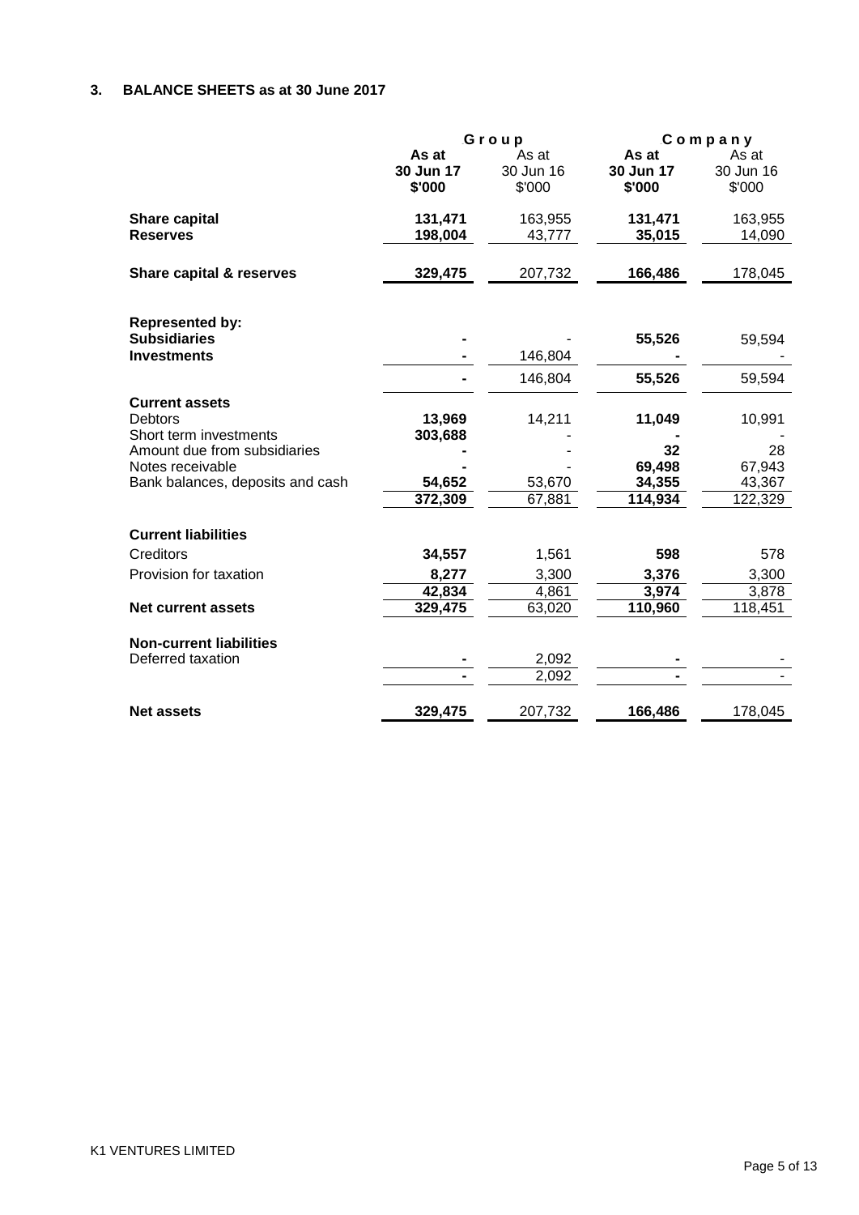### 3. BALANCE SHEETS as at 30 June 2017

| | Group | | Company | |
|---|---|---|---|---|
| | **As at 30 Jun 17 $'000** | As at 30 Jun 16 $'000 | **As at 30 Jun 17 $'000** | As at 30 Jun 16 $'000 |
| **Share capital** | **131,471** | 163,955 | **131,471** | 163,955 |
| **Reserves** | **198,004** | 43,777 | **35,015** | 14,090 |
| **Share capital & reserves** | **329,475** | 207,732 | **166,486** | 178,045 |
| **Represented by:** | | | | |
| **Subsidiaries** | **-** | - | **55,526** | 59,594 |
| **Investments** | **-** | 146,804 | **-** | - |
| | **-** | 146,804 | **55,526** | 59,594 |
| **Current assets** | | | | |
| Debtors | **13,969** | 14,211 | **11,049** | 10,991 |
| Short term investments | **303,688** | - | **-** | - |
| Amount due from subsidiaries | **-** | - | **32** | 28 |
| Notes receivable | **-** | - | **69,498** | 67,943 |
| Bank balances, deposits and cash | **54,652** | 53,670 | **34,355** | 43,367 |
| | **372,309** | 67,881 | **114,934** | 122,329 |
| **Current liabilities** | | | | |
| Creditors | **34,557** | 1,561 | **598** | 578 |
| Provision for taxation | **8,277** | 3,300 | **3,376** | 3,300 |
| | **42,834** | 4,861 | **3,974** | 3,878 |
| **Net current assets** | **329,475** | 63,020 | **110,960** | 118,451 |
| **Non-current liabilities** | | | | |
| Deferred taxation | **-** | 2,092 | **-** | - |
| | **-** | 2,092 | **-** | - |
| **Net assets** | **329,475** | 207,732 | **166,486** | 178,045 |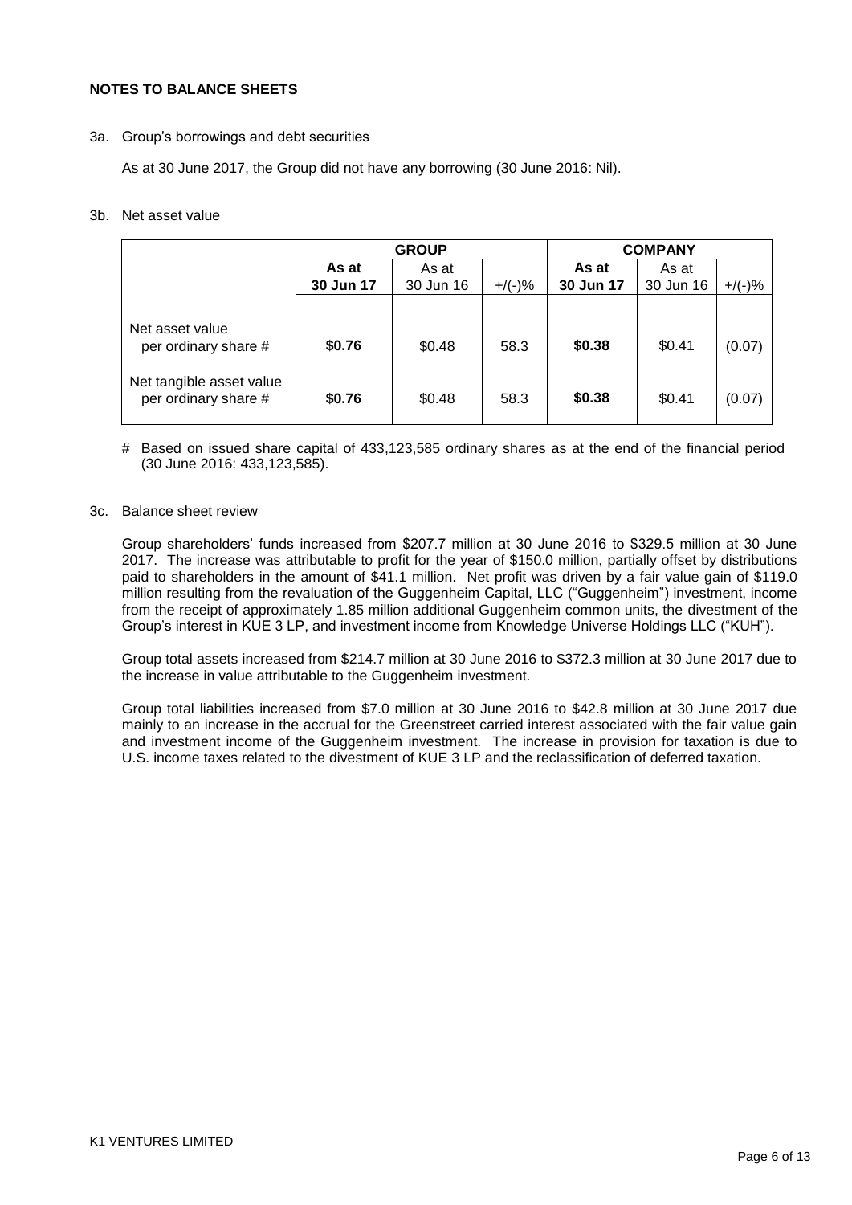**NOTES TO BALANCE SHEETS**

3a. Group's borrowings and debt securities

As at 30 June 2017, the Group did not have any borrowing (30 June 2016: Nil).

3b. Net asset value

| | **GROUP** | | | **COMPANY** | | |
|---|---|---|---|---|---|---|
| | **As at 30 Jun 17** | As at 30 Jun 16 | +/(-)% | **As at 30 Jun 17** | As at 30 Jun 16 | +/(-)% |
| Net asset value per ordinary share # | **$0.76** | $0.48 | 58.3 | **$0.38** | $0.41 | (0.07) |
| Net tangible asset value per ordinary share # | **$0.76** | $0.48 | 58.3 | **$0.38** | $0.41 | (0.07) |

# Based on issued share capital of 433,123,585 ordinary shares as at the end of the financial period (30 June 2016: 433,123,585).

3c. Balance sheet review

Group shareholders' funds increased from $207.7 million at 30 June 2016 to $329.5 million at 30 June 2017. The increase was attributable to profit for the year of $150.0 million, partially offset by distributions paid to shareholders in the amount of $41.1 million. Net profit was driven by a fair value gain of $119.0 million resulting from the revaluation of the Guggenheim Capital, LLC ("Guggenheim") investment, income from the receipt of approximately 1.85 million additional Guggenheim common units, the divestment of the Group's interest in KUE 3 LP, and investment income from Knowledge Universe Holdings LLC ("KUH").

Group total assets increased from $214.7 million at 30 June 2016 to $372.3 million at 30 June 2017 due to the increase in value attributable to the Guggenheim investment.

Group total liabilities increased from $7.0 million at 30 June 2016 to $42.8 million at 30 June 2017 due mainly to an increase in the accrual for the Greenstreet carried interest associated with the fair value gain and investment income of the Guggenheim investment. The increase in provision for taxation is due to U.S. income taxes related to the divestment of KUE 3 LP and the reclassification of deferred taxation.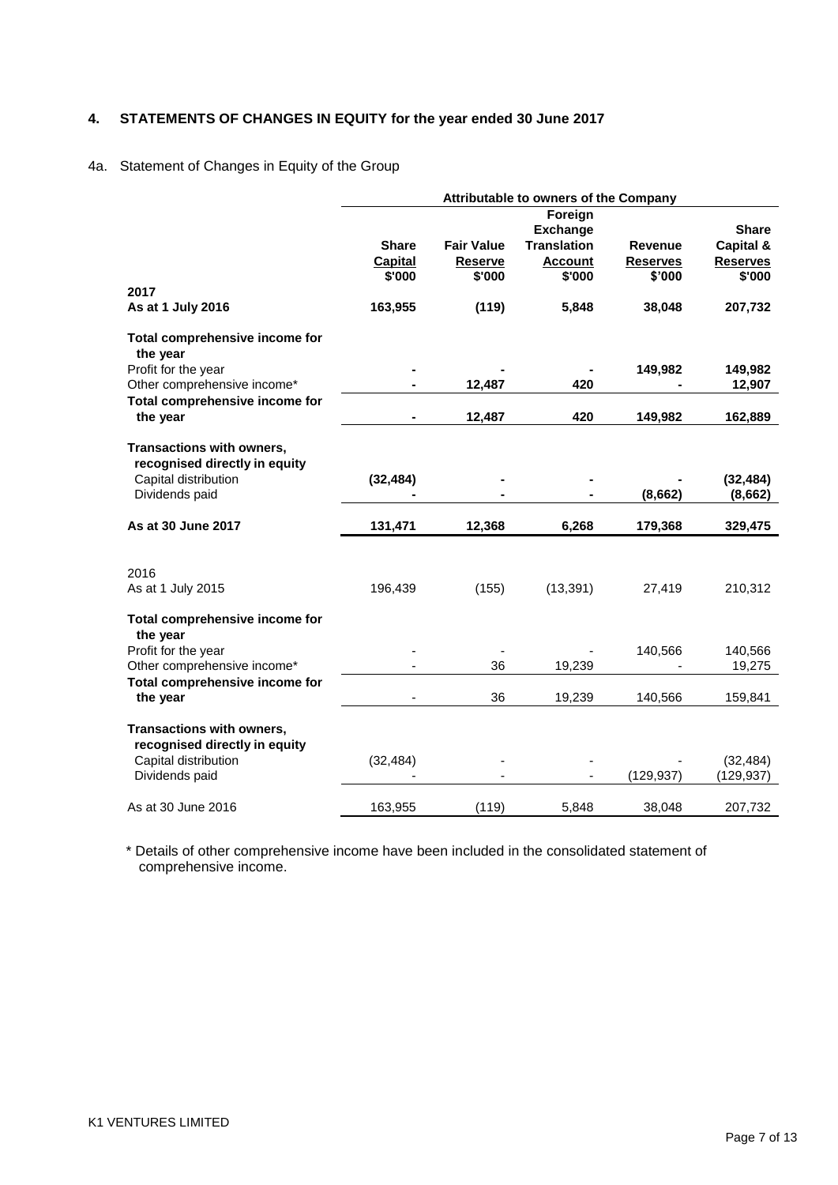## 4. STATEMENTS OF CHANGES IN EQUITY for the year ended 30 June 2017

### 4a. Statement of Changes in Equity of the Group

| | Attributable to owners of the Company | | | | |
|---|---|---|---|---|---|
| | **Share Capital** **$'000** | **Fair Value Reserve** **$'000** | **Foreign Exchange Translation Account** **$'000** | **Revenue Reserves** **$'000** | **Share Capital & Reserves** **$'000** |
| **2017** | | | | | |
| **As at 1 July 2016** | **163,955** | **(119)** | **5,848** | **38,048** | **207,732** |
| **Total comprehensive income for the year** | | | | | |
| Profit for the year | **-** | **-** | **-** | **149,982** | **149,982** |
| Other comprehensive income* | **-** | **12,487** | **420** | **-** | **12,907** |
| **Total comprehensive income for the year** | **-** | **12,487** | **420** | **149,982** | **162,889** |
| **Transactions with owners, recognised directly in equity** | | | | | |
| Capital distribution | **(32,484)** | **-** | **-** | **-** | **(32,484)** |
| Dividends paid | **-** | **-** | **-** | **(8,662)** | **(8,662)** |
| **As at 30 June 2017** | **131,471** | **12,368** | **6,268** | **179,368** | **329,475** |
| 2016 | | | | | |
| As at 1 July 2015 | 196,439 | (155) | (13,391) | 27,419 | 210,312 |
| **Total comprehensive income for the year** | | | | | |
| Profit for the year | - | - | - | 140,566 | 140,566 |
| Other comprehensive income* | - | 36 | 19,239 | - | 19,275 |
| **Total comprehensive income for the year** | - | 36 | 19,239 | 140,566 | 159,841 |
| **Transactions with owners, recognised directly in equity** | | | | | |
| Capital distribution | (32,484) | - | - | - | (32,484) |
| Dividends paid | - | - | - | (129,937) | (129,937) |
| As at 30 June 2016 | 163,955 | (119) | 5,848 | 38,048 | 207,732 |

\* Details of other comprehensive income have been included in the consolidated statement of comprehensive income.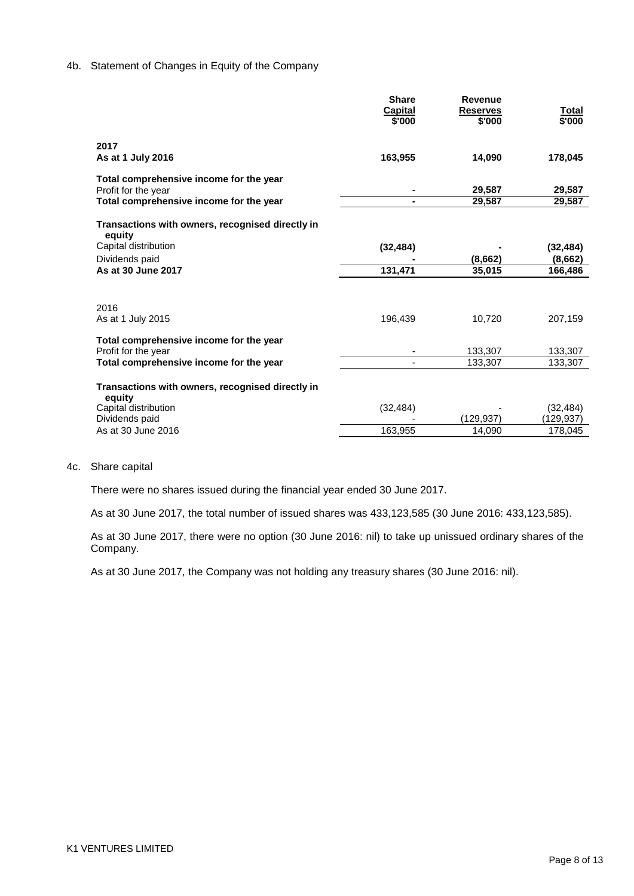4b. Statement of Changes in Equity of the Company

| | Share Capital $'000 | Revenue Reserves $'000 | Total $'000 |
|---|---|---|---|
| **2017** | | | |
| **As at 1 July 2016** | **163,955** | **14,090** | **178,045** |
| **Total comprehensive income for the year** | | | |
| Profit for the year | **-** | **29,587** | **29,587** |
| **Total comprehensive income for the year** | **-** | **29,587** | **29,587** |
| **Transactions with owners, recognised directly in equity** | | | |
| Capital distribution | **(32,484)** | **-** | **(32,484)** |
| Dividends paid | **-** | **(8,662)** | **(8,662)** |
| **As at 30 June 2017** | **131,471** | **35,015** | **166,486** |
| 2016 | | | |
| As at 1 July 2015 | 196,439 | 10,720 | 207,159 |
| **Total comprehensive income for the year** | | | |
| Profit for the year | - | 133,307 | 133,307 |
| **Total comprehensive income for the year** | - | 133,307 | 133,307 |
| **Transactions with owners, recognised directly in equity** | | | |
| Capital distribution | (32,484) | - | (32,484) |
| Dividends paid | - | (129,937) | (129,937) |
| As at 30 June 2016 | 163,955 | 14,090 | 178,045 |

4c. Share capital

There were no shares issued during the financial year ended 30 June 2017.

As at 30 June 2017, the total number of issued shares was 433,123,585 (30 June 2016: 433,123,585).

As at 30 June 2017, there were no option (30 June 2016: nil) to take up unissued ordinary shares of the Company.

As at 30 June 2017, the Company was not holding any treasury shares (30 June 2016: nil).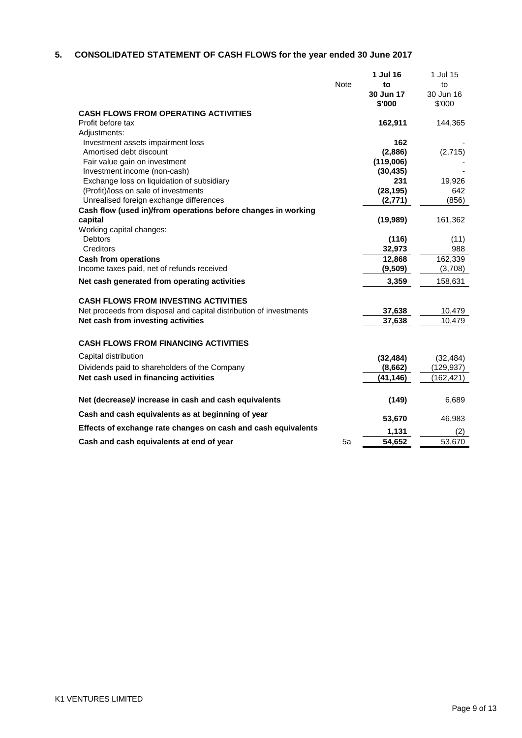## 5. CONSOLIDATED STATEMENT OF CASH FLOWS for the year ended 30 June 2017

| | Note | **1 Jul 16 to 30 Jun 17 $'000** | 1 Jul 15 to 30 Jun 16 $'000 |
|---|---|---|---|
| **CASH FLOWS FROM OPERATING ACTIVITIES** | | | |
| Profit before tax | | **162,911** | 144,365 |
| Adjustments: | | | |
| Investment assets impairment loss | | **162** | - |
| Amortised debt discount | | **(2,886)** | (2,715) |
| Fair value gain on investment | | **(119,006)** | - |
| Investment income (non-cash) | | **(30,435)** | - |
| Exchange loss on liquidation of subsidiary | | **231** | 19,926 |
| (Profit)/loss on sale of investments | | **(28,195)** | 642 |
| Unrealised foreign exchange differences | | **(2,771)** | (856) |
| **Cash flow (used in)/from operations before changes in working capital** | | **(19,989)** | 161,362 |
| Working capital changes: | | | |
| Debtors | | **(116)** | (11) |
| Creditors | | **32,973** | 988 |
| **Cash from operations** | | **12,868** | 162,339 |
| Income taxes paid, net of refunds received | | **(9,509)** | (3,708) |
| **Net cash generated from operating activities** | | **3,359** | 158,631 |
| **CASH FLOWS FROM INVESTING ACTIVITIES** | | | |
| Net proceeds from disposal and capital distribution of investments | | **37,638** | 10,479 |
| **Net cash from investing activities** | | **37,638** | 10,479 |
| **CASH FLOWS FROM FINANCING ACTIVITIES** | | | |
| Capital distribution | | **(32,484)** | (32,484) |
| Dividends paid to shareholders of the Company | | **(8,662)** | (129,937) |
| **Net cash used in financing activities** | | **(41,146)** | (162,421) |
| **Net (decrease)/ increase in cash and cash equivalents** | | **(149)** | 6,689 |
| **Cash and cash equivalents as at beginning of year** | | **53,670** | 46,983 |
| **Effects of exchange rate changes on cash and cash equivalents** | | **1,131** | (2) |
| **Cash and cash equivalents at end of year** | 5a | **54,652** | 53,670 |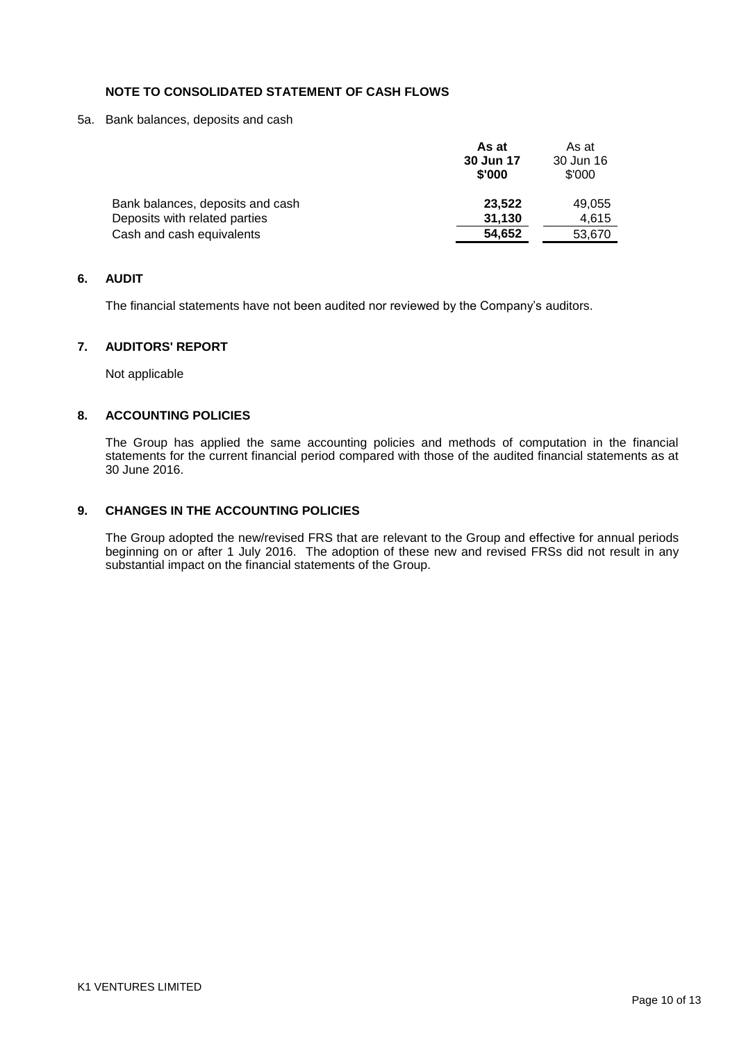### NOTE TO CONSOLIDATED STATEMENT OF CASH FLOWS

5a. Bank balances, deposits and cash

| | **As at 30 Jun 17 $'000** | As at 30 Jun 16 $'000 |
|---|---|---|
| Bank balances, deposits and cash | **23,522** | 49,055 |
| Deposits with related parties | **31,130** | 4,615 |
| Cash and cash equivalents | **54,652** | 53,670 |

### 6. AUDIT

The financial statements have not been audited nor reviewed by the Company's auditors.

### 7. AUDITORS' REPORT

Not applicable

### 8. ACCOUNTING POLICIES

The Group has applied the same accounting policies and methods of computation in the financial statements for the current financial period compared with those of the audited financial statements as at 30 June 2016.

### 9. CHANGES IN THE ACCOUNTING POLICIES

The Group adopted the new/revised FRS that are relevant to the Group and effective for annual periods beginning on or after 1 July 2016. The adoption of these new and revised FRSs did not result in any substantial impact on the financial statements of the Group.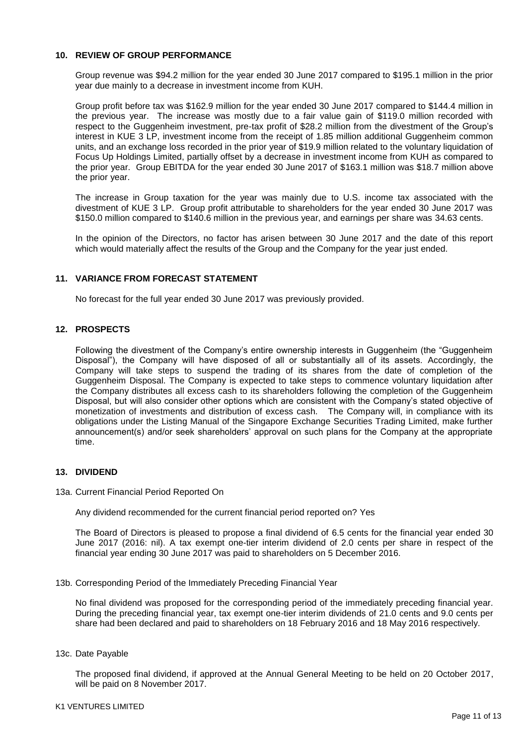## 10. REVIEW OF GROUP PERFORMANCE

Group revenue was $94.2 million for the year ended 30 June 2017 compared to $195.1 million in the prior year due mainly to a decrease in investment income from KUH.

Group profit before tax was $162.9 million for the year ended 30 June 2017 compared to $144.4 million in the previous year. The increase was mostly due to a fair value gain of $119.0 million recorded with respect to the Guggenheim investment, pre-tax profit of $28.2 million from the divestment of the Group's interest in KUE 3 LP, investment income from the receipt of 1.85 million additional Guggenheim common units, and an exchange loss recorded in the prior year of $19.9 million related to the voluntary liquidation of Focus Up Holdings Limited, partially offset by a decrease in investment income from KUH as compared to the prior year. Group EBITDA for the year ended 30 June 2017 of $163.1 million was $18.7 million above the prior year.

The increase in Group taxation for the year was mainly due to U.S. income tax associated with the divestment of KUE 3 LP. Group profit attributable to shareholders for the year ended 30 June 2017 was $150.0 million compared to $140.6 million in the previous year, and earnings per share was 34.63 cents.

In the opinion of the Directors, no factor has arisen between 30 June 2017 and the date of this report which would materially affect the results of the Group and the Company for the year just ended.

## 11. VARIANCE FROM FORECAST STATEMENT

No forecast for the full year ended 30 June 2017 was previously provided.

## 12. PROSPECTS

Following the divestment of the Company's entire ownership interests in Guggenheim (the "Guggenheim Disposal"), the Company will have disposed of all or substantially all of its assets. Accordingly, the Company will take steps to suspend the trading of its shares from the date of completion of the Guggenheim Disposal. The Company is expected to take steps to commence voluntary liquidation after the Company distributes all excess cash to its shareholders following the completion of the Guggenheim Disposal, but will also consider other options which are consistent with the Company's stated objective of monetization of investments and distribution of excess cash. The Company will, in compliance with its obligations under the Listing Manual of the Singapore Exchange Securities Trading Limited, make further announcement(s) and/or seek shareholders' approval on such plans for the Company at the appropriate time.

## 13. DIVIDEND

### 13a. Current Financial Period Reported On

Any dividend recommended for the current financial period reported on? Yes

The Board of Directors is pleased to propose a final dividend of 6.5 cents for the financial year ended 30 June 2017 (2016: nil). A tax exempt one-tier interim dividend of 2.0 cents per share in respect of the financial year ending 30 June 2017 was paid to shareholders on 5 December 2016.

### 13b. Corresponding Period of the Immediately Preceding Financial Year

No final dividend was proposed for the corresponding period of the immediately preceding financial year. During the preceding financial year, tax exempt one-tier interim dividends of 21.0 cents and 9.0 cents per share had been declared and paid to shareholders on 18 February 2016 and 18 May 2016 respectively.

### 13c. Date Payable

The proposed final dividend, if approved at the Annual General Meeting to be held on 20 October 2017, will be paid on 8 November 2017.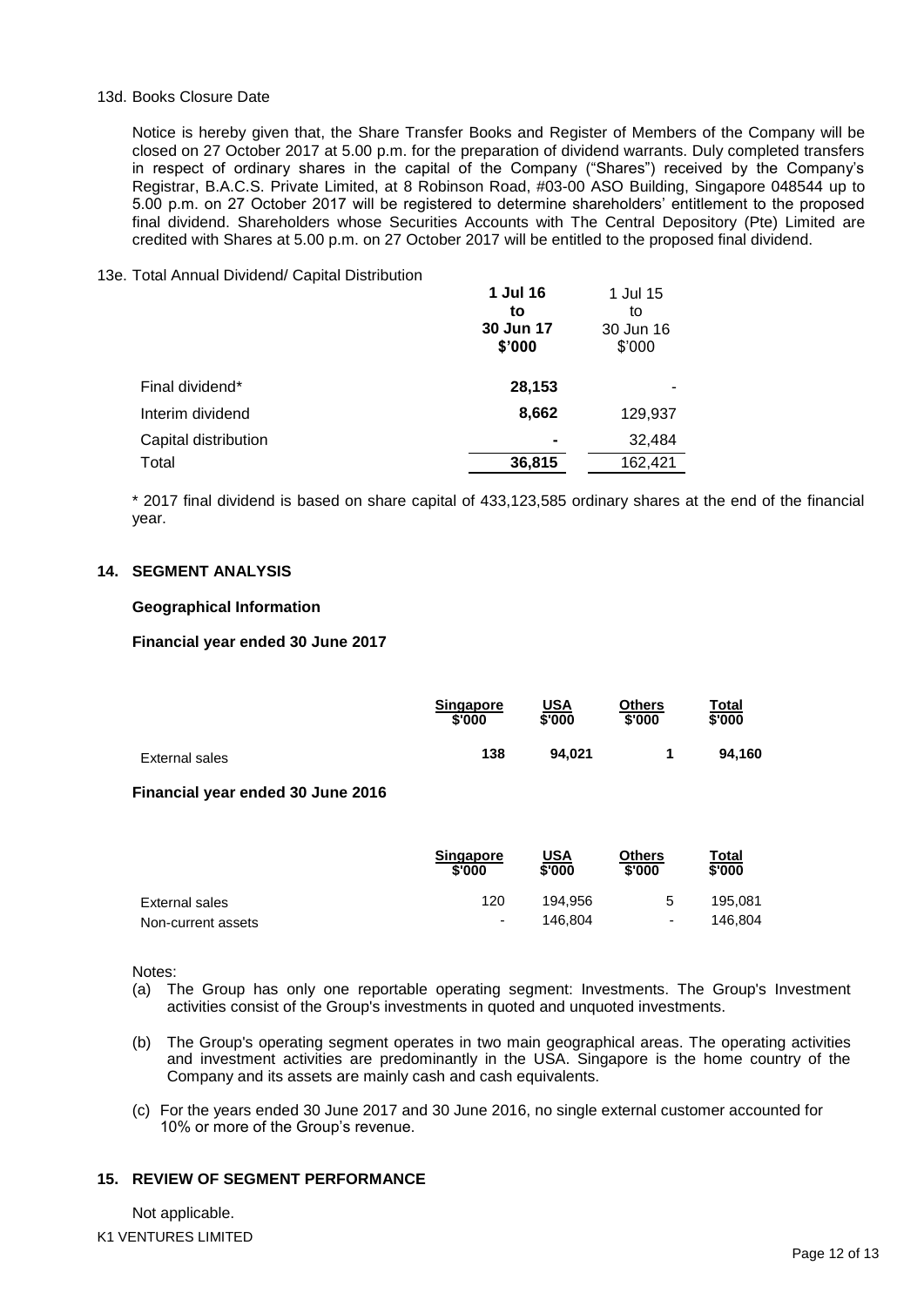13d. Books Closure Date

Notice is hereby given that, the Share Transfer Books and Register of Members of the Company will be closed on 27 October 2017 at 5.00 p.m. for the preparation of dividend warrants. Duly completed transfers in respect of ordinary shares in the capital of the Company ("Shares") received by the Company's Registrar, B.A.C.S. Private Limited, at 8 Robinson Road, #03-00 ASO Building, Singapore 048544 up to 5.00 p.m. on 27 October 2017 will be registered to determine shareholders' entitlement to the proposed final dividend. Shareholders whose Securities Accounts with The Central Depository (Pte) Limited are credited with Shares at 5.00 p.m. on 27 October 2017 will be entitled to the proposed final dividend.

13e. Total Annual Dividend/ Capital Distribution

| | **1 Jul 16 to 30 Jun 17 $'000** | 1 Jul 15 to 30 Jun 16 $'000 |
|---|---|---|
| Final dividend* | **28,153** | - |
| Interim dividend | **8,662** | 129,937 |
| Capital distribution | **-** | 32,484 |
| Total | **36,815** | 162,421 |

\* 2017 final dividend is based on share capital of 433,123,585 ordinary shares at the end of the financial year.

## 14. SEGMENT ANALYSIS

**Geographical Information**

**Financial year ended 30 June 2017**

| | Singapore $'000 | USA $'000 | Others $'000 | Total $'000 |
|---|---|---|---|---|
| External sales | **138** | **94,021** | **1** | **94,160** |

**Financial year ended 30 June 2016**

| | Singapore $'000 | USA $'000 | Others $'000 | Total $'000 |
|---|---|---|---|---|
| External sales | 120 | 194,956 | 5 | 195,081 |
| Non-current assets | - | 146,804 | - | 146,804 |

Notes:

(a) The Group has only one reportable operating segment: Investments. The Group's Investment activities consist of the Group's investments in quoted and unquoted investments.

(b) The Group's operating segment operates in two main geographical areas. The operating activities and investment activities are predominantly in the USA. Singapore is the home country of the Company and its assets are mainly cash and cash equivalents.

(c) For the years ended 30 June 2017 and 30 June 2016, no single external customer accounted for 10% or more of the Group's revenue.

## 15. REVIEW OF SEGMENT PERFORMANCE

Not applicable.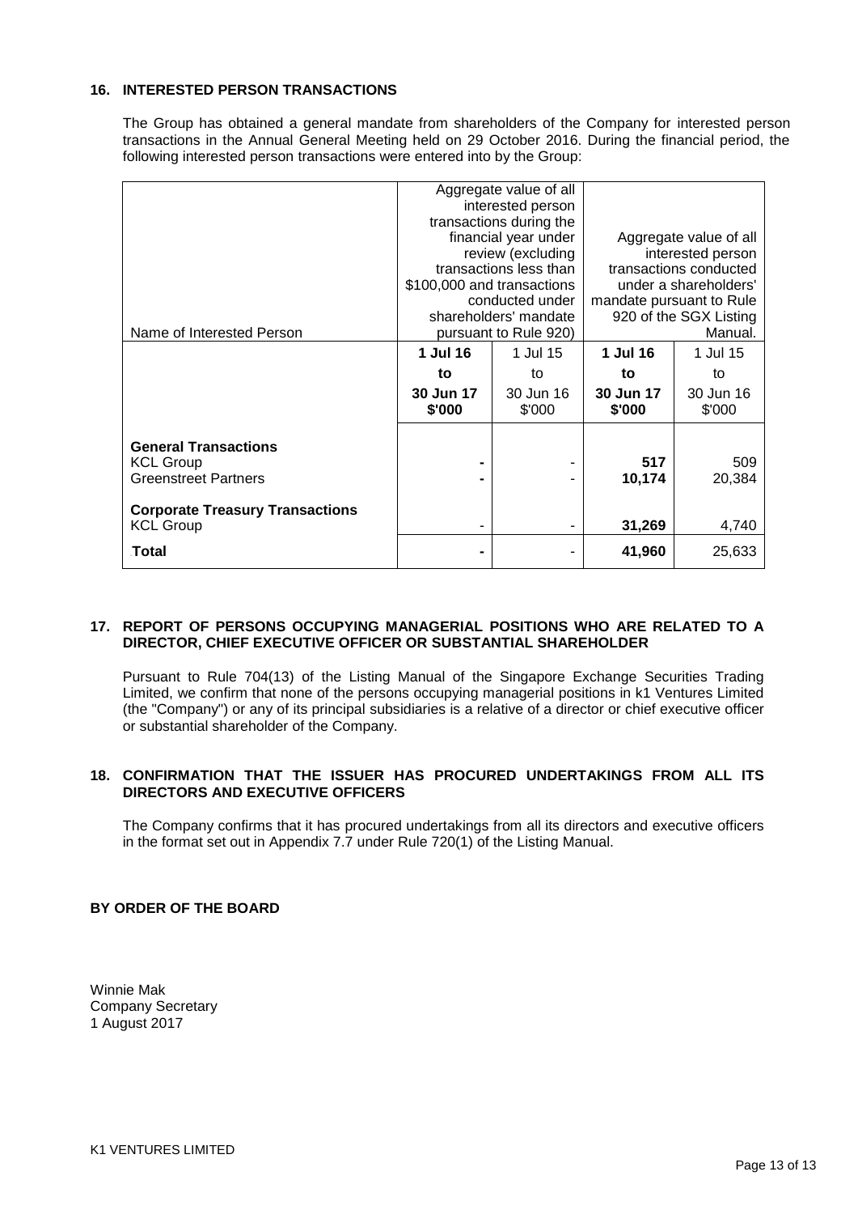## 16. INTERESTED PERSON TRANSACTIONS

The Group has obtained a general mandate from shareholders of the Company for interested person transactions in the Annual General Meeting held on 29 October 2016. During the financial period, the following interested person transactions were entered into by the Group:

| Name of Interested Person | Aggregate value of all interested person transactions during the financial year under review (excluding transactions less than \$100,000 and transactions conducted under shareholders' mandate pursuant to Rule 920) | | Aggregate value of all interested person transactions conducted under a shareholders' mandate pursuant to Rule 920 of the SGX Listing Manual. | |
|---|---|---|---|---|
| | **1 Jul 16 to 30 Jun 17 \$'000** | 1 Jul 15 to 30 Jun 16 \$'000 | **1 Jul 16 to 30 Jun 17 \$'000** | 1 Jul 15 to 30 Jun 16 \$'000 |
| **General Transactions** | | | | |
| KCL Group | **-** | - | **517** | 509 |
| Greenstreet Partners | **-** | - | **10,174** | 20,384 |
| **Corporate Treasury Transactions** | | | | |
| KCL Group | - | - | **31,269** | 4,740 |
| **Total** | **-** | - | **41,960** | 25,633 |

## 17. REPORT OF PERSONS OCCUPYING MANAGERIAL POSITIONS WHO ARE RELATED TO A DIRECTOR, CHIEF EXECUTIVE OFFICER OR SUBSTANTIAL SHAREHOLDER

Pursuant to Rule 704(13) of the Listing Manual of the Singapore Exchange Securities Trading Limited, we confirm that none of the persons occupying managerial positions in k1 Ventures Limited (the "Company") or any of its principal subsidiaries is a relative of a director or chief executive officer or substantial shareholder of the Company.

## 18. CONFIRMATION THAT THE ISSUER HAS PROCURED UNDERTAKINGS FROM ALL ITS DIRECTORS AND EXECUTIVE OFFICERS

The Company confirms that it has procured undertakings from all its directors and executive officers in the format set out in Appendix 7.7 under Rule 720(1) of the Listing Manual.

**BY ORDER OF THE BOARD**

Winnie Mak
Company Secretary
1 August 2017